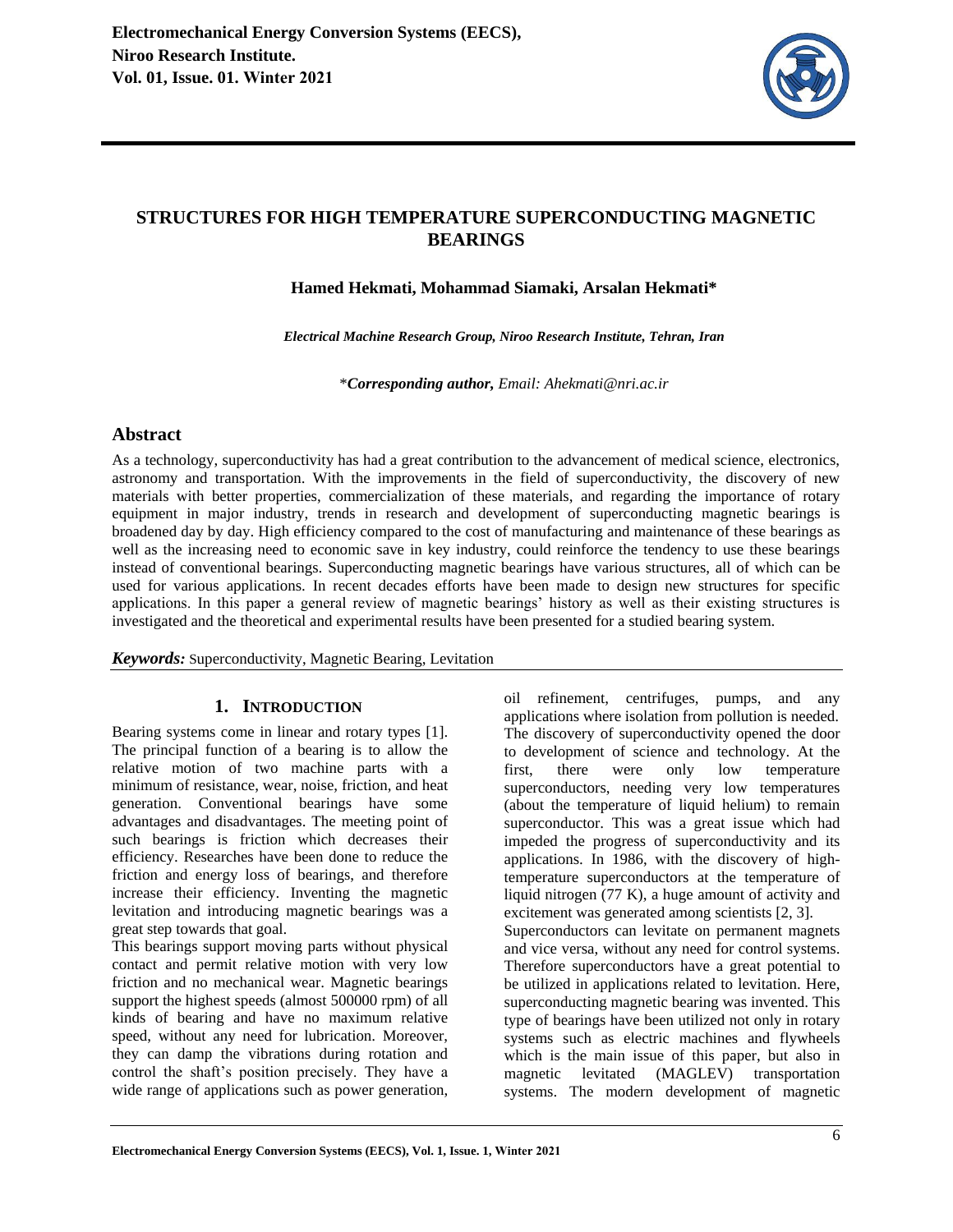# STRUCTURES FOR HIGH TEMPERATURE SUPERCONDUCTING MAGNETIC BEARINGS

**Hamed Hekmati, Mohammad Siamaki, Arsalan Hekmati***

***Electrical Machine Research Group, Niroo Research Institute, Tehran, Iran***

**Corresponding author, Email: Ahekmati@nri.ac.ir*

## Abstract

As a technology, superconductivity has had a great contribution to the advancement of medical science, electronics, astronomy and transportation. With the improvements in the field of superconductivity, the discovery of new materials with better properties, commercialization of these materials, and regarding the importance of rotary equipment in major industry, trends in research and development of superconducting magnetic bearings is broadened day by day. High efficiency compared to the cost of manufacturing and maintenance of these bearings as well as the increasing need to economic save in key industry, could reinforce the tendency to use these bearings instead of conventional bearings. Superconducting magnetic bearings have various structures, all of which can be used for various applications. In recent decades efforts have been made to design new structures for specific applications. In this paper a general review of magnetic bearings' history as well as their existing structures is investigated and the theoretical and experimental results have been presented for a studied bearing system.

***Keywords:*** Superconductivity, Magnetic Bearing, Levitation

## 1. INTRODUCTION

Bearing systems come in linear and rotary types [1]. The principal function of a bearing is to allow the relative motion of two machine parts with a minimum of resistance, wear, noise, friction, and heat generation. Conventional bearings have some advantages and disadvantages. The meeting point of such bearings is friction which decreases their efficiency. Researches have been done to reduce the friction and energy loss of bearings, and therefore increase their efficiency. Inventing the magnetic levitation and introducing magnetic bearings was a great step towards that goal.

This bearings support moving parts without physical contact and permit relative motion with very low friction and no mechanical wear. Magnetic bearings support the highest speeds (almost 500000 rpm) of all kinds of bearing and have no maximum relative speed, without any need for lubrication. Moreover, they can damp the vibrations during rotation and control the shaft's position precisely. They have a wide range of applications such as power generation, oil refinement, centrifuges, pumps, and any applications where isolation from pollution is needed. The discovery of superconductivity opened the door to development of science and technology. At the first, there were only low temperature superconductors, needing very low temperatures (about the temperature of liquid helium) to remain superconductor. This was a great issue which had impeded the progress of superconductivity and its applications. In 1986, with the discovery of high-temperature superconductors at the temperature of liquid nitrogen (77 K), a huge amount of activity and excitement was generated among scientists [2, 3].

Superconductors can levitate on permanent magnets and vice versa, without any need for control systems. Therefore superconductors have a great potential to be utilized in applications related to levitation. Here, superconducting magnetic bearing was invented. This type of bearings have been utilized not only in rotary systems such as electric machines and flywheels which is the main issue of this paper, but also in magnetic levitated (MAGLEV) transportation systems. The modern development of magnetic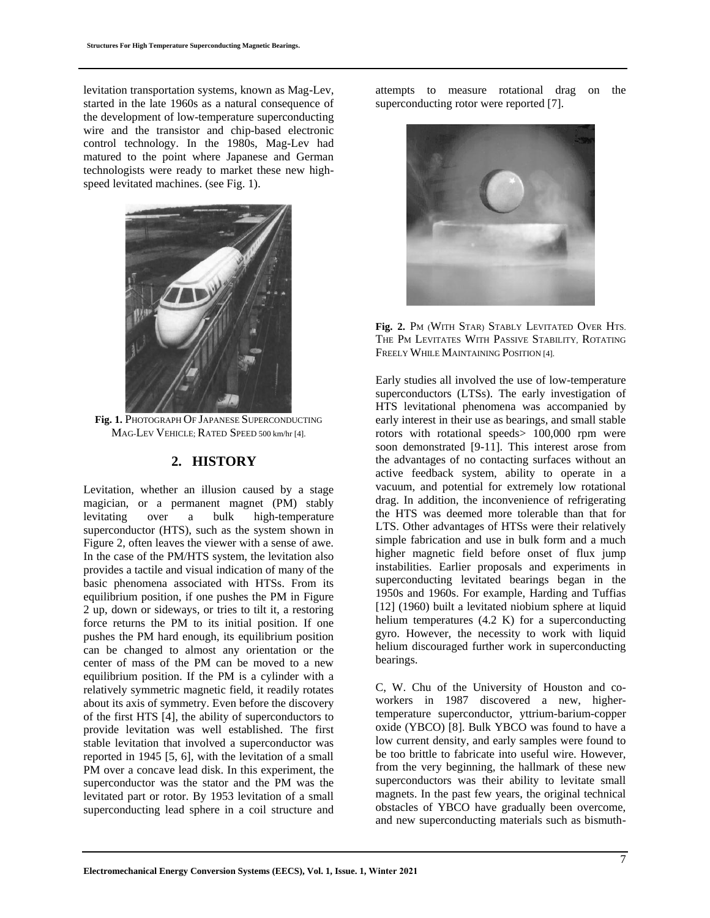levitation transportation systems, known as Mag-Lev, started in the late 1960s as a natural consequence of the development of low-temperature superconducting wire and the transistor and chip-based electronic control technology. In the 1980s, Mag-Lev had matured to the point where Japanese and German technologists were ready to market these new high-speed levitated machines. (see Fig. 1).

**Fig. 1.** Photograph Of Japanese Superconducting Mag-Lev Vehicle; Rated Speed 500 km/hr [4].

## 2. HISTORY

Levitation, whether an illusion caused by a stage magician, or a permanent magnet (PM) stably levitating over a bulk high-temperature superconductor (HTS), such as the system shown in Figure 2, often leaves the viewer with a sense of awe. In the case of the PM/HTS system, the levitation also provides a tactile and visual indication of many of the basic phenomena associated with HTSs. From its equilibrium position, if one pushes the PM in Figure 2 up, down or sideways, or tries to tilt it, a restoring force returns the PM to its initial position. If one pushes the PM hard enough, its equilibrium position can be changed to almost any orientation or the center of mass of the PM can be moved to a new equilibrium position. If the PM is a cylinder with a relatively symmetric magnetic field, it readily rotates about its axis of symmetry. Even before the discovery of the first HTS [4], the ability of superconductors to provide levitation was well established. The first stable levitation that involved a superconductor was reported in 1945 [5, 6], with the levitation of a small PM over a concave lead disk. In this experiment, the superconductor was the stator and the PM was the levitated part or rotor. By 1953 levitation of a small superconducting lead sphere in a coil structure and attempts to measure rotational drag on the superconducting rotor were reported [7].

**Fig. 2.** PM (With Star) Stably Levitated Over HTS. The PM Levitates With Passive Stability, Rotating Freely While Maintaining Position [4].

Early studies all involved the use of low-temperature superconductors (LTSs). The early investigation of HTS levitational phenomena was accompanied by early interest in their use as bearings, and small stable rotors with rotational speeds> 100,000 rpm were soon demonstrated [9-11]. This interest arose from the advantages of no contacting surfaces without an active feedback system, ability to operate in a vacuum, and potential for extremely low rotational drag. In addition, the inconvenience of refrigerating the HTS was deemed more tolerable than that for LTS. Other advantages of HTSs were their relatively simple fabrication and use in bulk form and a much higher magnetic field before onset of flux jump instabilities. Earlier proposals and experiments in superconducting levitated bearings began in the 1950s and 1960s. For example, Harding and Tuffias [12] (1960) built a levitated niobium sphere at liquid helium temperatures (4.2 K) for a superconducting gyro. However, the necessity to work with liquid helium discouraged further work in superconducting bearings.

C, W. Chu of the University of Houston and co-workers in 1987 discovered a new, higher-temperature superconductor, yttrium-barium-copper oxide (YBCO) [8]. Bulk YBCO was found to have a low current density, and early samples were found to be too brittle to fabricate into useful wire. However, from the very beginning, the hallmark of these new superconductors was their ability to levitate small magnets. In the past few years, the original technical obstacles of YBCO have gradually been overcome, and new superconducting materials such as bismuth-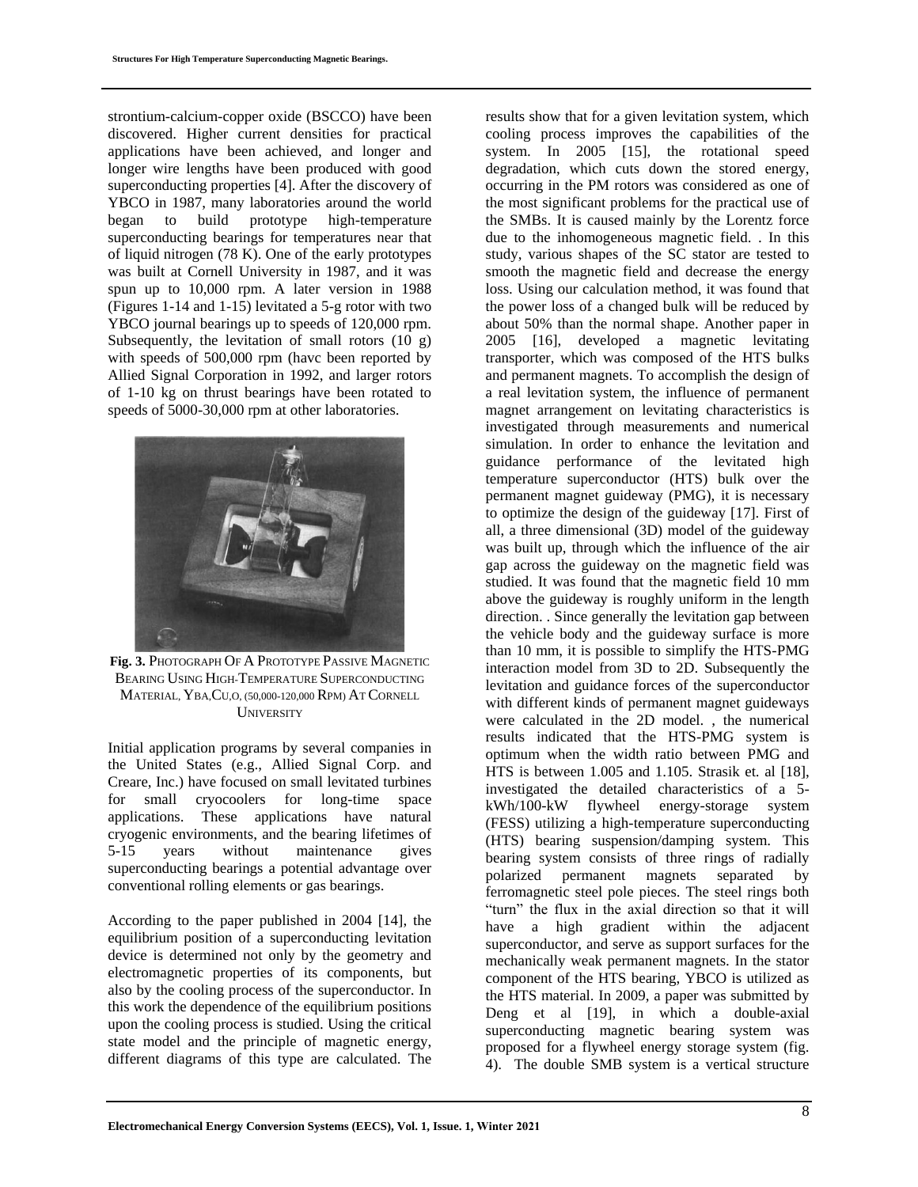strontium-calcium-copper oxide (BSCCO) have been discovered. Higher current densities for practical applications have been achieved, and longer and longer wire lengths have been produced with good superconducting properties [4]. After the discovery of YBCO in 1987, many laboratories around the world began to build prototype high-temperature superconducting bearings for temperatures near that of liquid nitrogen (78 K). One of the early prototypes was built at Cornell University in 1987, and it was spun up to 10,000 rpm. A later version in 1988 (Figures 1-14 and 1-15) levitated a 5-g rotor with two YBCO journal bearings up to speeds of 120,000 rpm. Subsequently, the levitation of small rotors (10 g) with speeds of 500,000 rpm (havc been reported by Allied Signal Corporation in 1992, and larger rotors of 1-10 kg on thrust bearings have been rotated to speeds of 5000-30,000 rpm at other laboratories.

**Fig. 3.** PHOTOGRAPH OF A PROTOTYPE PASSIVE MAGNETIC BEARING USING HIGH-TEMPERATURE SUPERCONDUCTING MATERIAL, YBA,CU,O, (50,000-120,000 RPM) AT CORNELL UNIVERSITY

Initial application programs by several companies in the United States (e.g., Allied Signal Corp. and Creare, Inc.) have focused on small levitated turbines for small cryocoolers for long-time space applications. These applications have natural cryogenic environments, and the bearing lifetimes of 5-15 years without maintenance gives superconducting bearings a potential advantage over conventional rolling elements or gas bearings.

According to the paper published in 2004 [14], the equilibrium position of a superconducting levitation device is determined not only by the geometry and electromagnetic properties of its components, but also by the cooling process of the superconductor. In this work the dependence of the equilibrium positions upon the cooling process is studied. Using the critical state model and the principle of magnetic energy, different diagrams of this type are calculated. The results show that for a given levitation system, which cooling process improves the capabilities of the system. In 2005 [15], the rotational speed degradation, which cuts down the stored energy, occurring in the PM rotors was considered as one of the most significant problems for the practical use of the SMBs. It is caused mainly by the Lorentz force due to the inhomogeneous magnetic field. . In this study, various shapes of the SC stator are tested to smooth the magnetic field and decrease the energy loss. Using our calculation method, it was found that the power loss of a changed bulk will be reduced by about 50% than the normal shape. Another paper in 2005 [16], developed a magnetic levitating transporter, which was composed of the HTS bulks and permanent magnets. To accomplish the design of a real levitation system, the influence of permanent magnet arrangement on levitating characteristics is investigated through measurements and numerical simulation. In order to enhance the levitation and guidance performance of the levitated high temperature superconductor (HTS) bulk over the permanent magnet guideway (PMG), it is necessary to optimize the design of the guideway [17]. First of all, a three dimensional (3D) model of the guideway was built up, through which the influence of the air gap across the guideway on the magnetic field was studied. It was found that the magnetic field 10 mm above the guideway is roughly uniform in the length direction. . Since generally the levitation gap between the vehicle body and the guideway surface is more than 10 mm, it is possible to simplify the HTS-PMG interaction model from 3D to 2D. Subsequently the levitation and guidance forces of the superconductor with different kinds of permanent magnet guideways were calculated in the 2D model. , the numerical results indicated that the HTS-PMG system is optimum when the width ratio between PMG and HTS is between 1.005 and 1.105. Strasik et. al [18], investigated the detailed characteristics of a 5-kWh/100-kW flywheel energy-storage system (FESS) utilizing a high-temperature superconducting (HTS) bearing suspension/damping system. This bearing system consists of three rings of radially polarized permanent magnets separated by ferromagnetic steel pole pieces. The steel rings both "turn" the flux in the axial direction so that it will have a high gradient within the adjacent superconductor, and serve as support surfaces for the mechanically weak permanent magnets. In the stator component of the HTS bearing, YBCO is utilized as the HTS material. In 2009, a paper was submitted by Deng et al [19], in which a double-axial superconducting magnetic bearing system was proposed for a flywheel energy storage system (fig. 4). The double SMB system is a vertical structure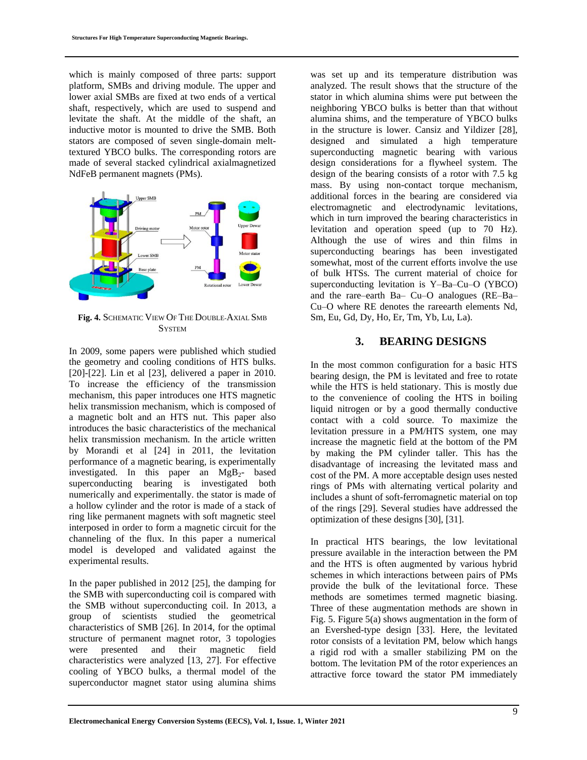which is mainly composed of three parts: support platform, SMBs and driving module. The upper and lower axial SMBs are fixed at two ends of a vertical shaft, respectively, which are used to suspend and levitate the shaft. At the middle of the shaft, an inductive motor is mounted to drive the SMB. Both stators are composed of seven single-domain melt-textured YBCO bulks. The corresponding rotors are made of several stacked cylindrical axialmagnetized NdFeB permanent magnets (PMs).

**Fig. 4.** SCHEMATIC VIEW OF THE DOUBLE-AXIAL SMB SYSTEM

In 2009, some papers were published which studied the geometry and cooling conditions of HTS bulks. [20]-[22]. Lin et al [23], delivered a paper in 2010. To increase the efficiency of the transmission mechanism, this paper introduces one HTS magnetic helix transmission mechanism, which is composed of a magnetic bolt and an HTS nut. This paper also introduces the basic characteristics of the mechanical helix transmission mechanism. In the article written by Morandi et al [24] in 2011, the levitation performance of a magnetic bearing, is experimentally investigated. In this paper an $MgB_2$- based superconducting bearing is investigated both numerically and experimentally. the stator is made of a hollow cylinder and the rotor is made of a stack of ring like permanent magnets with soft magnetic steel interposed in order to form a magnetic circuit for the channeling of the flux. In this paper a numerical model is developed and validated against the experimental results.

In the paper published in 2012 [25], the damping for the SMB with superconducting coil is compared with the SMB without superconducting coil. In 2013, a group of scientists studied the geometrical characteristics of SMB [26]. In 2014, for the optimal structure of permanent magnet rotor, 3 topologies were presented and their magnetic field characteristics were analyzed [13, 27]. For effective cooling of YBCO bulks, a thermal model of the superconductor magnet stator using alumina shims was set up and its temperature distribution was analyzed. The result shows that the structure of the stator in which alumina shims were put between the neighboring YBCO bulks is better than that without alumina shims, and the temperature of YBCO bulks in the structure is lower. Cansiz and Yildizer [28], designed and simulated a high temperature superconducting magnetic bearing with various design considerations for a flywheel system. The design of the bearing consists of a rotor with 7.5 kg mass. By using non-contact torque mechanism, additional forces in the bearing are considered via electromagnetic and electrodynamic levitations, which in turn improved the bearing characteristics in levitation and operation speed (up to 70 Hz). Although the use of wires and thin films in superconducting bearings has been investigated somewhat, most of the current efforts involve the use of bulk HTSs. The current material of choice for superconducting levitation is Y–Ba–Cu–O (YBCO) and the rare–earth Ba– Cu–O analogues (RE–Ba–Cu–O where RE denotes the rareearth elements Nd, Sm, Eu, Gd, Dy, Ho, Er, Tm, Yb, Lu, La).

## 3. BEARING DESIGNS

In the most common configuration for a basic HTS bearing design, the PM is levitated and free to rotate while the HTS is held stationary. This is mostly due to the convenience of cooling the HTS in boiling liquid nitrogen or by a good thermally conductive contact with a cold source. To maximize the levitation pressure in a PM/HTS system, one may increase the magnetic field at the bottom of the PM by making the PM cylinder taller. This has the disadvantage of increasing the levitated mass and cost of the PM. A more acceptable design uses nested rings of PMs with alternating vertical polarity and includes a shunt of soft-ferromagnetic material on top of the rings [29]. Several studies have addressed the optimization of these designs [30], [31].

In practical HTS bearings, the low levitational pressure available in the interaction between the PM and the HTS is often augmented by various hybrid schemes in which interactions between pairs of PMs provide the bulk of the levitational force. These methods are sometimes termed magnetic biasing. Three of these augmentation methods are shown in Fig. 5. Figure 5(a) shows augmentation in the form of an Evershed-type design [33]. Here, the levitated rotor consists of a levitation PM, below which hangs a rigid rod with a smaller stabilizing PM on the bottom. The levitation PM of the rotor experiences an attractive force toward the stator PM immediately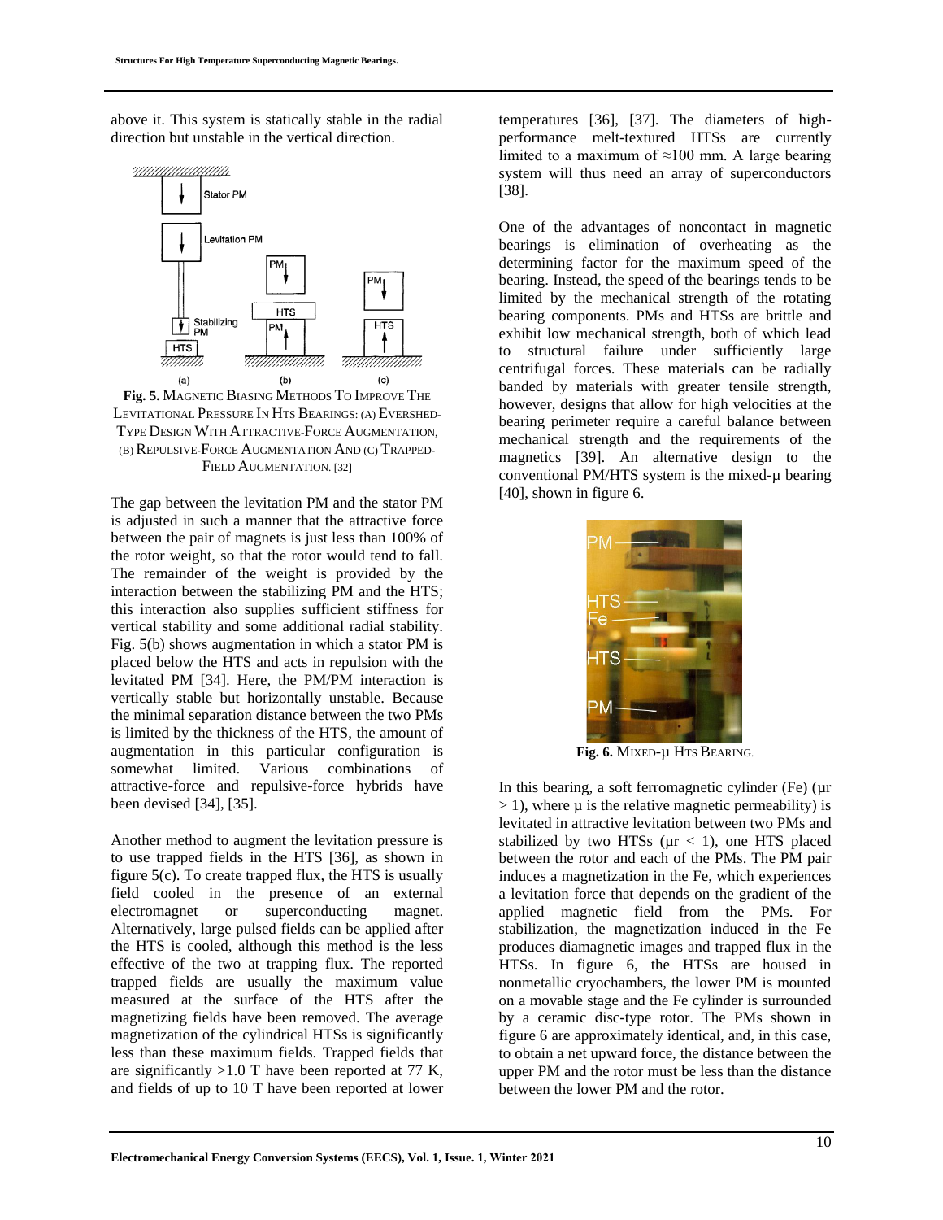above it. This system is statically stable in the radial direction but unstable in the vertical direction.

**Fig. 5.** MAGNETIC BIASING METHODS TO IMPROVE THE LEVITATIONAL PRESSURE IN HTS BEARINGS: (A) EVERSHED-TYPE DESIGN WITH ATTRACTIVE-FORCE AUGMENTATION, (B) REPULSIVE-FORCE AUGMENTATION AND (C) TRAPPED-FIELD AUGMENTATION. [32]

The gap between the levitation PM and the stator PM is adjusted in such a manner that the attractive force between the pair of magnets is just less than 100% of the rotor weight, so that the rotor would tend to fall. The remainder of the weight is provided by the interaction between the stabilizing PM and the HTS; this interaction also supplies sufficient stiffness for vertical stability and some additional radial stability. Fig. 5(b) shows augmentation in which a stator PM is placed below the HTS and acts in repulsion with the levitated PM [34]. Here, the PM/PM interaction is vertically stable but horizontally unstable. Because the minimal separation distance between the two PMs is limited by the thickness of the HTS, the amount of augmentation in this particular configuration is somewhat limited. Various combinations of attractive-force and repulsive-force hybrids have been devised [34], [35].

Another method to augment the levitation pressure is to use trapped fields in the HTS [36], as shown in figure 5(c). To create trapped flux, the HTS is usually field cooled in the presence of an external electromagnet or superconducting magnet. Alternatively, large pulsed fields can be applied after the HTS is cooled, although this method is the less effective of the two at trapping flux. The reported trapped fields are usually the maximum value measured at the surface of the HTS after the magnetizing fields have been removed. The average magnetization of the cylindrical HTSs is significantly less than these maximum fields. Trapped fields that are significantly >1.0 T have been reported at 77 K, and fields of up to 10 T have been reported at lower temperatures [36], [37]. The diameters of high-performance melt-textured HTSs are currently limited to a maximum of ≈100 mm. A large bearing system will thus need an array of superconductors [38].

One of the advantages of noncontact in magnetic bearings is elimination of overheating as the determining factor for the maximum speed of the bearing. Instead, the speed of the bearings tends to be limited by the mechanical strength of the rotating bearing components. PMs and HTSs are brittle and exhibit low mechanical strength, both of which lead to structural failure under sufficiently large centrifugal forces. These materials can be radially banded by materials with greater tensile strength, however, designs that allow for high velocities at the bearing perimeter require a careful balance between mechanical strength and the requirements of the magnetics [39]. An alternative design to the conventional PM/HTS system is the mixed-µ bearing [40], shown in figure 6.

**Fig. 6.** MIXED-µ HTS BEARING.

In this bearing, a soft ferromagnetic cylinder (Fe) ($\mu r > 1$), where µ is the relative magnetic permeability) is levitated in attractive levitation between two PMs and stabilized by two HTSs ($\mu r < 1$), one HTS placed between the rotor and each of the PMs. The PM pair induces a magnetization in the Fe, which experiences a levitation force that depends on the gradient of the applied magnetic field from the PMs. For stabilization, the magnetization induced in the Fe produces diamagnetic images and trapped flux in the HTSs. In figure 6, the HTSs are housed in nonmetallic cryochambers, the lower PM is mounted on a movable stage and the Fe cylinder is surrounded by a ceramic disc-type rotor. The PMs shown in figure 6 are approximately identical, and, in this case, to obtain a net upward force, the distance between the upper PM and the rotor must be less than the distance between the lower PM and the rotor.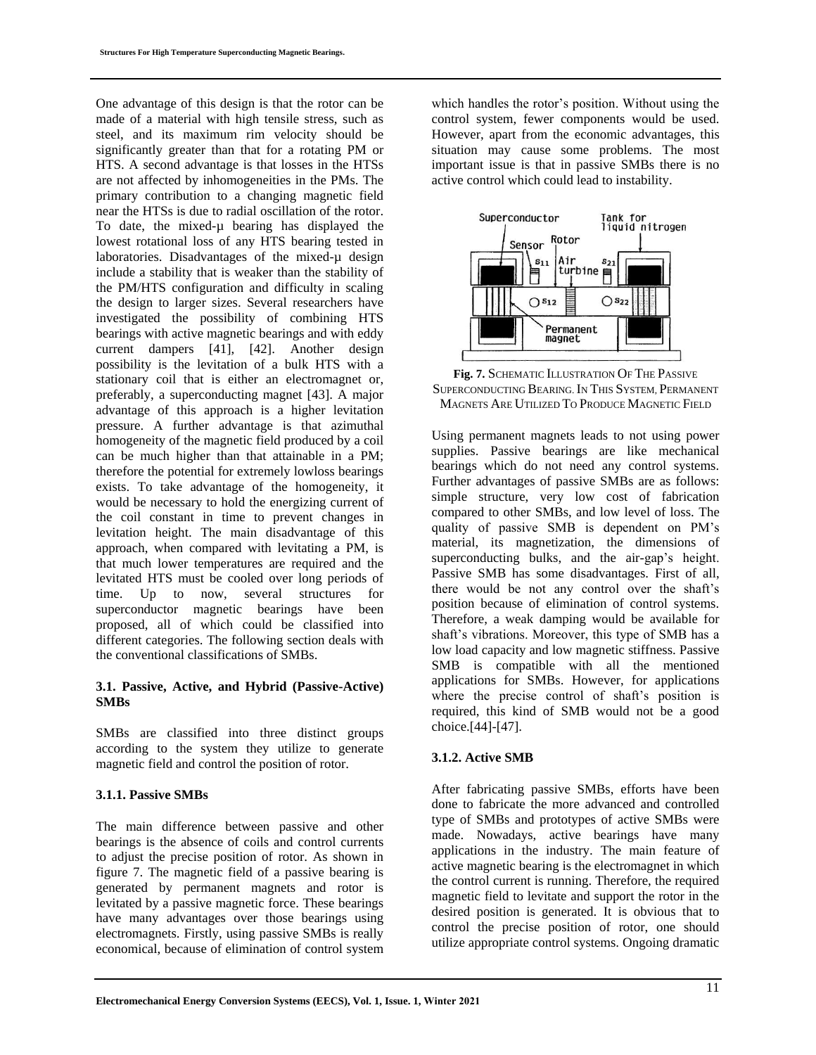One advantage of this design is that the rotor can be made of a material with high tensile stress, such as steel, and its maximum rim velocity should be significantly greater than that for a rotating PM or HTS. A second advantage is that losses in the HTSs are not affected by inhomogeneities in the PMs. The primary contribution to a changing magnetic field near the HTSs is due to radial oscillation of the rotor. To date, the mixed-µ bearing has displayed the lowest rotational loss of any HTS bearing tested in laboratories. Disadvantages of the mixed-µ design include a stability that is weaker than the stability of the PM/HTS configuration and difficulty in scaling the design to larger sizes. Several researchers have investigated the possibility of combining HTS bearings with active magnetic bearings and with eddy current dampers [41], [42]. Another design possibility is the levitation of a bulk HTS with a stationary coil that is either an electromagnet or, preferably, a superconducting magnet [43]. A major advantage of this approach is a higher levitation pressure. A further advantage is that azimuthal homogeneity of the magnetic field produced by a coil can be much higher than that attainable in a PM; therefore the potential for extremely lowloss bearings exists. To take advantage of the homogeneity, it would be necessary to hold the energizing current of the coil constant in time to prevent changes in levitation height. The main disadvantage of this approach, when compared with levitating a PM, is that much lower temperatures are required and the levitated HTS must be cooled over long periods of time. Up to now, several structures for superconductor magnetic bearings have been proposed, all of which could be classified into different categories. The following section deals with the conventional classifications of SMBs.

### 3.1. Passive, Active, and Hybrid (Passive-Active) SMBs

SMBs are classified into three distinct groups according to the system they utilize to generate magnetic field and control the position of rotor.

#### 3.1.1. Passive SMBs

The main difference between passive and other bearings is the absence of coils and control currents to adjust the precise position of rotor. As shown in figure 7. The magnetic field of a passive bearing is generated by permanent magnets and rotor is levitated by a passive magnetic force. These bearings have many advantages over those bearings using electromagnets. Firstly, using passive SMBs is really economical, because of elimination of control system which handles the rotor's position. Without using the control system, fewer components would be used. However, apart from the economic advantages, this situation may cause some problems. The most important issue is that in passive SMBs there is no active control which could lead to instability.

**Fig. 7.** Schematic Illustration Of The Passive Superconducting Bearing. In This System, Permanent Magnets Are Utilized To Produce Magnetic Field

Using permanent magnets leads to not using power supplies. Passive bearings are like mechanical bearings which do not need any control systems. Further advantages of passive SMBs are as follows: simple structure, very low cost of fabrication compared to other SMBs, and low level of loss. The quality of passive SMB is dependent on PM's material, its magnetization, the dimensions of superconducting bulks, and the air-gap's height. Passive SMB has some disadvantages. First of all, there would be not any control over the shaft's position because of elimination of control systems. Therefore, a weak damping would be available for shaft's vibrations. Moreover, this type of SMB has a low load capacity and low magnetic stiffness. Passive SMB is compatible with all the mentioned applications for SMBs. However, for applications where the precise control of shaft's position is required, this kind of SMB would not be a good choice.[44]-[47].

#### 3.1.2. Active SMB

After fabricating passive SMBs, efforts have been done to fabricate the more advanced and controlled type of SMBs and prototypes of active SMBs were made. Nowadays, active bearings have many applications in the industry. The main feature of active magnetic bearing is the electromagnet in which the control current is running. Therefore, the required magnetic field to levitate and support the rotor in the desired position is generated. It is obvious that to control the precise position of rotor, one should utilize appropriate control systems. Ongoing dramatic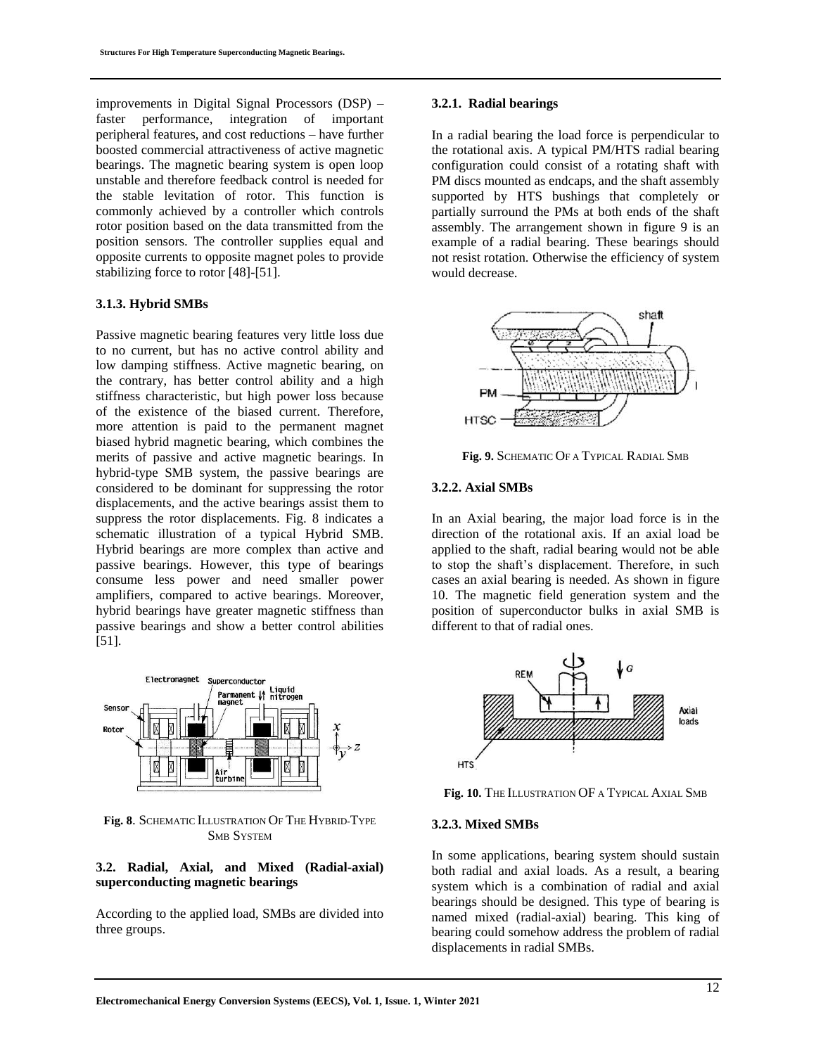improvements in Digital Signal Processors (DSP) – faster performance, integration of important peripheral features, and cost reductions – have further boosted commercial attractiveness of active magnetic bearings. The magnetic bearing system is open loop unstable and therefore feedback control is needed for the stable levitation of rotor. This function is commonly achieved by a controller which controls rotor position based on the data transmitted from the position sensors. The controller supplies equal and opposite currents to opposite magnet poles to provide stabilizing force to rotor [48]-[51].

### 3.1.3. Hybrid SMBs

Passive magnetic bearing features very little loss due to no current, but has no active control ability and low damping stiffness. Active magnetic bearing, on the contrary, has better control ability and a high stiffness characteristic, but high power loss because of the existence of the biased current. Therefore, more attention is paid to the permanent magnet biased hybrid magnetic bearing, which combines the merits of passive and active magnetic bearings. In hybrid-type SMB system, the passive bearings are considered to be dominant for suppressing the rotor displacements, and the active bearings assist them to suppress the rotor displacements. Fig. 8 indicates a schematic illustration of a typical Hybrid SMB. Hybrid bearings are more complex than active and passive bearings. However, this type of bearings consume less power and need smaller power amplifiers, compared to active bearings. Moreover, hybrid bearings have greater magnetic stiffness than passive bearings and show a better control abilities [51].

**Fig. 8**. Schematic Illustration Of The Hybrid-Type SMB System

## 3.2. Radial, Axial, and Mixed (Radial-axial) superconducting magnetic bearings

According to the applied load, SMBs are divided into three groups.

### 3.2.1. Radial bearings

In a radial bearing the load force is perpendicular to the rotational axis. A typical PM/HTS radial bearing configuration could consist of a rotating shaft with PM discs mounted as endcaps, and the shaft assembly supported by HTS bushings that completely or partially surround the PMs at both ends of the shaft assembly. The arrangement shown in figure 9 is an example of a radial bearing. These bearings should not resist rotation. Otherwise the efficiency of system would decrease.

**Fig. 9.** Schematic Of a Typical Radial SMB

### 3.2.2. Axial SMBs

In an Axial bearing, the major load force is in the direction of the rotational axis. If an axial load be applied to the shaft, radial bearing would not be able to stop the shaft's displacement. Therefore, in such cases an axial bearing is needed. As shown in figure 10. The magnetic field generation system and the position of superconductor bulks in axial SMB is different to that of radial ones.

**Fig. 10.** The Illustration OF a Typical Axial SMB

### 3.2.3. Mixed SMBs

In some applications, bearing system should sustain both radial and axial loads. As a result, a bearing system which is a combination of radial and axial bearings should be designed. This type of bearing is named mixed (radial-axial) bearing. This king of bearing could somehow address the problem of radial displacements in radial SMBs.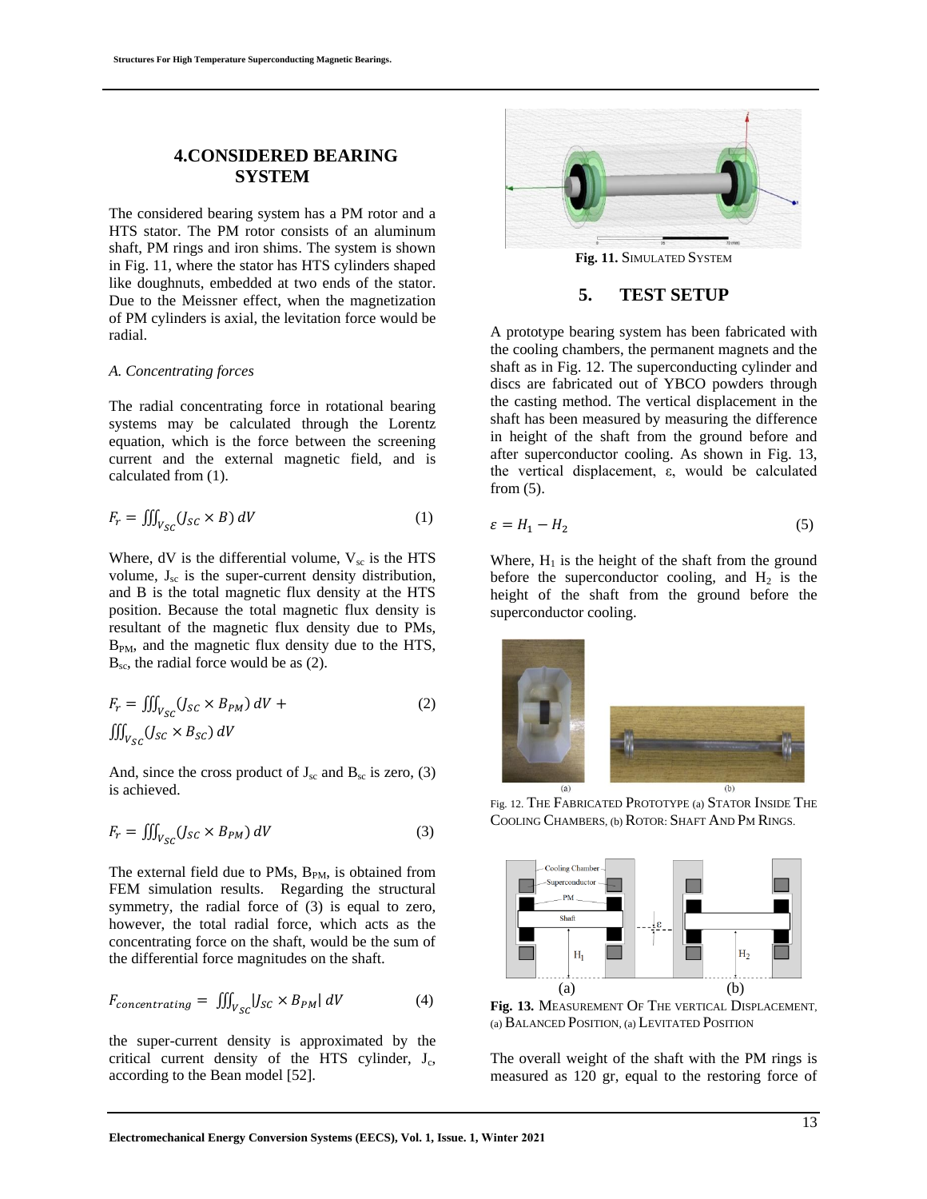## 4.CONSIDERED BEARING SYSTEM

The considered bearing system has a PM rotor and a HTS stator. The PM rotor consists of an aluminum shaft, PM rings and iron shims. The system is shown in Fig. 11, where the stator has HTS cylinders shaped like doughnuts, embedded at two ends of the stator. Due to the Meissner effect, when the magnetization of PM cylinders is axial, the levitation force would be radial.

### *A. Concentrating forces*

The radial concentrating force in rotational bearing systems may be calculated through the Lorentz equation, which is the force between the screening current and the external magnetic field, and is calculated from (1).

$$F_r = \iiint_{V_{SC}} (J_{SC} \times B)\, dV \tag{1}$$

Where, dV is the differential volume, $V_{sc}$ is the HTS volume, $J_{sc}$ is the super-current density distribution, and B is the total magnetic flux density at the HTS position. Because the total magnetic flux density is resultant of the magnetic flux density due to PMs, $B_{PM}$, and the magnetic flux density due to the HTS, $B_{sc}$, the radial force would be as (2).

$$F_r = \iiint_{V_{SC}} (J_{SC} \times B_{PM})\, dV + \iiint_{V_{SC}} (J_{SC} \times B_{SC})\, dV \tag{2}$$

And, since the cross product of $J_{sc}$ and $B_{sc}$ is zero, (3) is achieved.

$$F_r = \iiint_{V_{SC}} (J_{SC} \times B_{PM})\, dV \tag{3}$$

The external field due to PMs, $B_{PM}$, is obtained from FEM simulation results. Regarding the structural symmetry, the radial force of (3) is equal to zero, however, the total radial force, which acts as the concentrating force on the shaft, would be the sum of the differential force magnitudes on the shaft.

$$F_{concentrating} = \iiint_{V_{SC}} |J_{SC} \times B_{PM}|\, dV \tag{4}$$

the super-current density is approximated by the critical current density of the HTS cylinder, $J_c$, according to the Bean model [52].

**Fig. 11.** Simulated System

## 5. TEST SETUP

A prototype bearing system has been fabricated with the cooling chambers, the permanent magnets and the shaft as in Fig. 12. The superconducting cylinder and discs are fabricated out of YBCO powders through the casting method. The vertical displacement in the shaft has been measured by measuring the difference in height of the shaft from the ground before and after superconductor cooling. As shown in Fig. 13, the vertical displacement, ε, would be calculated from (5).

$$\varepsilon = H_1 - H_2 \tag{5}$$

Where, $H_1$ is the height of the shaft from the ground before the superconductor cooling, and $H_2$ is the height of the shaft from the ground before the superconductor cooling.

Fig. 12. The Fabricated Prototype (a) Stator Inside The Cooling Chambers, (b) Rotor: Shaft And Pm Rings.

**Fig. 13.** Measurement Of The vertical Displacement, (a) Balanced Position, (a) Levitated Position

The overall weight of the shaft with the PM rings is measured as 120 gr, equal to the restoring force of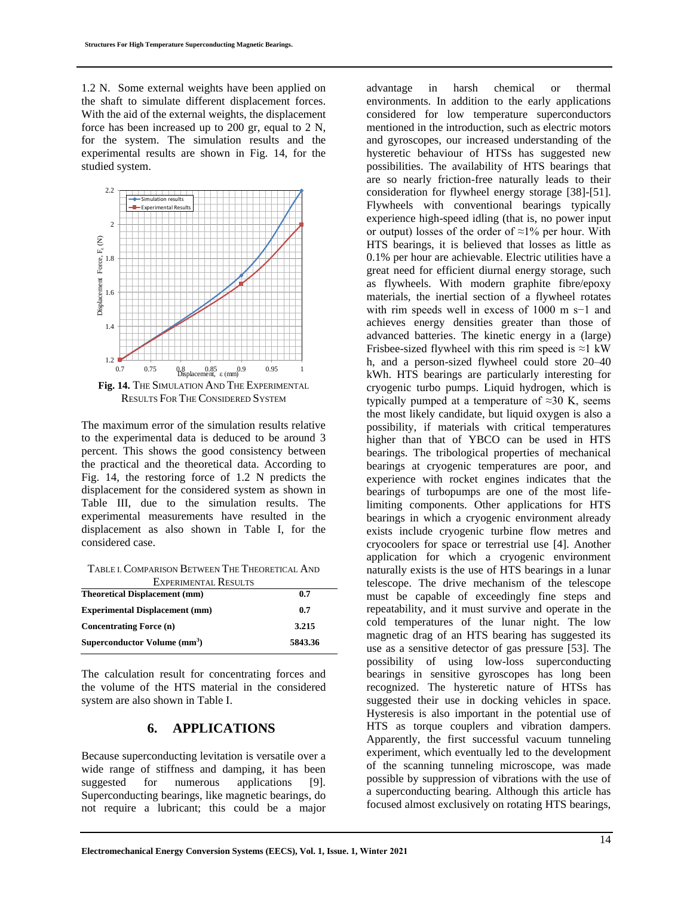1.2 N. Some external weights have been applied on the shaft to simulate different displacement forces. With the aid of the external weights, the displacement force has been increased up to 200 gr, equal to 2 N, for the system. The simulation results and the experimental results are shown in Fig. 14, for the studied system.

**Fig. 14.** THE SIMULATION AND THE EXPERIMENTAL RESULTS FOR THE CONSIDERED SYSTEM

The maximum error of the simulation results relative to the experimental data is deduced to be around 3 percent. This shows the good consistency between the practical and the theoretical data. According to Fig. 14, the restoring force of 1.2 N predicts the displacement for the considered system as shown in Table III, due to the simulation results. The experimental measurements have resulted in the displacement as also shown in Table I, for the considered case.

TABLE I. COMPARISON BETWEEN THE THEORETICAL AND EXPERIMENTAL RESULTS

| | |
|---|---|
| **Theoretical Displacement (mm)** | **0.7** |
| **Experimental Displacement (mm)** | **0.7** |
| **Concentrating Force (n)** | **3.215** |
| **Superconductor Volume ($mm^3$)** | **5843.36** |

The calculation result for concentrating forces and the volume of the HTS material in the considered system are also shown in Table I.

## 6. APPLICATIONS

Because superconducting levitation is versatile over a wide range of stiffness and damping, it has been suggested for numerous applications [9]. Superconducting bearings, like magnetic bearings, do not require a lubricant; this could be a major advantage in harsh chemical or thermal environments. In addition to the early applications considered for low temperature superconductors mentioned in the introduction, such as electric motors and gyroscopes, our increased understanding of the hysteretic behaviour of HTSs has suggested new possibilities. The availability of HTS bearings that are so nearly friction-free naturally leads to their consideration for flywheel energy storage [38]-[51]. Flywheels with conventional bearings typically experience high-speed idling (that is, no power input or output) losses of the order of ≈1% per hour. With HTS bearings, it is believed that losses as little as 0.1% per hour are achievable. Electric utilities have a great need for efficient diurnal energy storage, such as flywheels. With modern graphite fibre/epoxy materials, the inertial section of a flywheel rotates with rim speeds well in excess of 1000 m s−1 and achieves energy densities greater than those of advanced batteries. The kinetic energy in a (large) Frisbee-sized flywheel with this rim speed is ≈1 kW h, and a person-sized flywheel could store 20–40 kWh. HTS bearings are particularly interesting for cryogenic turbo pumps. Liquid hydrogen, which is typically pumped at a temperature of ≈30 K, seems the most likely candidate, but liquid oxygen is also a possibility, if materials with critical temperatures higher than that of YBCO can be used in HTS bearings. The tribological properties of mechanical bearings at cryogenic temperatures are poor, and experience with rocket engines indicates that the bearings of turbopumps are one of the most life-limiting components. Other applications for HTS bearings in which a cryogenic environment already exists include cryogenic turbine flow metres and cryocoolers for space or terrestrial use [4]. Another application for which a cryogenic environment naturally exists is the use of HTS bearings in a lunar telescope. The drive mechanism of the telescope must be capable of exceedingly fine steps and repeatability, and it must survive and operate in the cold temperatures of the lunar night. The low magnetic drag of an HTS bearing has suggested its use as a sensitive detector of gas pressure [53]. The possibility of using low-loss superconducting bearings in sensitive gyroscopes has long been recognized. The hysteretic nature of HTSs has suggested their use in docking vehicles in space. Hysteresis is also important in the potential use of HTS as torque couplers and vibration dampers. Apparently, the first successful vacuum tunneling experiment, which eventually led to the development of the scanning tunneling microscope, was made possible by suppression of vibrations with the use of a superconducting bearing. Although this article has focused almost exclusively on rotating HTS bearings,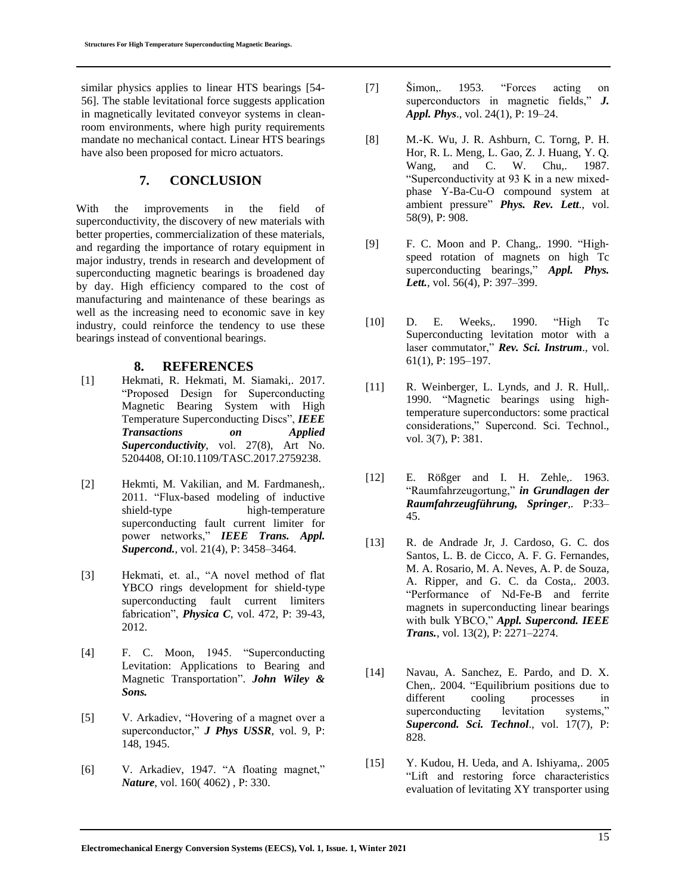similar physics applies to linear HTS bearings [54-56]. The stable levitational force suggests application in magnetically levitated conveyor systems in clean-room environments, where high purity requirements mandate no mechanical contact. Linear HTS bearings have also been proposed for micro actuators.

## 7. CONCLUSION

With the improvements in the field of superconductivity, the discovery of new materials with better properties, commercialization of these materials, and regarding the importance of rotary equipment in major industry, trends in research and development of superconducting magnetic bearings is broadened day by day. High efficiency compared to the cost of manufacturing and maintenance of these bearings as well as the increasing need to economic save in key industry, could reinforce the tendency to use these bearings instead of conventional bearings.

## 8. REFERENCES

[1] Hekmati, R. Hekmati, M. Siamaki,. 2017. "Proposed Design for Superconducting Magnetic Bearing System with High Temperature Superconducting Discs", ***IEEE Transactions on Applied Superconductivity***, vol. 27(8), Art No. 5204408, OI:10.1109/TASC.2017.2759238.

[2] Hekmti, M. Vakilian, and M. Fardmanesh,. 2011. "Flux-based modeling of inductive shield-type high-temperature superconducting fault current limiter for power networks," ***IEEE Trans. Appl. Supercond.***, vol. 21(4), P: 3458–3464.

[3] Hekmati, et. al., "A novel method of flat YBCO rings development for shield-type superconducting fault current limiters fabrication", ***Physica C***, vol. 472, P: 39-43, 2012.

[4] F. C. Moon, 1945. "Superconducting Levitation: Applications to Bearing and Magnetic Transportation". ***John Wiley & Sons.***

[5] V. Arkadiev, "Hovering of a magnet over a superconductor," ***J Phys USSR***, vol. 9, P: 148, 1945.

[6] V. Arkadiev, 1947. "A floating magnet," ***Nature***, vol. 160( 4062) , P: 330.

[7] Šimon,. 1953. "Forces acting on superconductors in magnetic fields," ***J. Appl. Phys***., vol. 24(1), P: 19–24.

[8] M.-K. Wu, J. R. Ashburn, C. Torng, P. H. Hor, R. L. Meng, L. Gao, Z. J. Huang, Y. Q. Wang, and C. W. Chu,. 1987. "Superconductivity at 93 K in a new mixed-phase Y-Ba-Cu-O compound system at ambient pressure" ***Phys. Rev. Lett***., vol. 58(9), P: 908.

[9] F. C. Moon and P. Chang,. 1990. "High-speed rotation of magnets on high Tc superconducting bearings," ***Appl. Phys. Lett.***, vol. 56(4), P: 397–399.

[10] D. E. Weeks,. 1990. "High Tc Superconducting levitation motor with a laser commutator," ***Rev. Sci. Instrum***., vol. 61(1), P: 195–197.

[11] R. Weinberger, L. Lynds, and J. R. Hull,. 1990. "Magnetic bearings using high-temperature superconductors: some practical considerations," Supercond. Sci. Technol., vol. 3(7), P: 381.

[12] E. Rößger and I. H. Zehle,. 1963. "Raumfahrzeugortung," ***in Grundlagen der Raumfahrzeugführung, Springer***,. P:33–45.

[13] R. de Andrade Jr, J. Cardoso, G. C. dos Santos, L. B. de Cicco, A. F. G. Fernandes, M. A. Rosario, M. A. Neves, A. P. de Souza, A. Ripper, and G. C. da Costa,. 2003. "Performance of Nd-Fe-B and ferrite magnets in superconducting linear bearings with bulk YBCO," ***Appl. Supercond. IEEE Trans.***, vol. 13(2), P: 2271–2274.

[14] Navau, A. Sanchez, E. Pardo, and D. X. Chen,. 2004. "Equilibrium positions due to different cooling processes in superconducting levitation systems," ***Supercond. Sci. Technol***., vol. 17(7), P: 828.

[15] Y. Kudou, H. Ueda, and A. Ishiyama,. 2005 "Lift and restoring force characteristics evaluation of levitating XY transporter using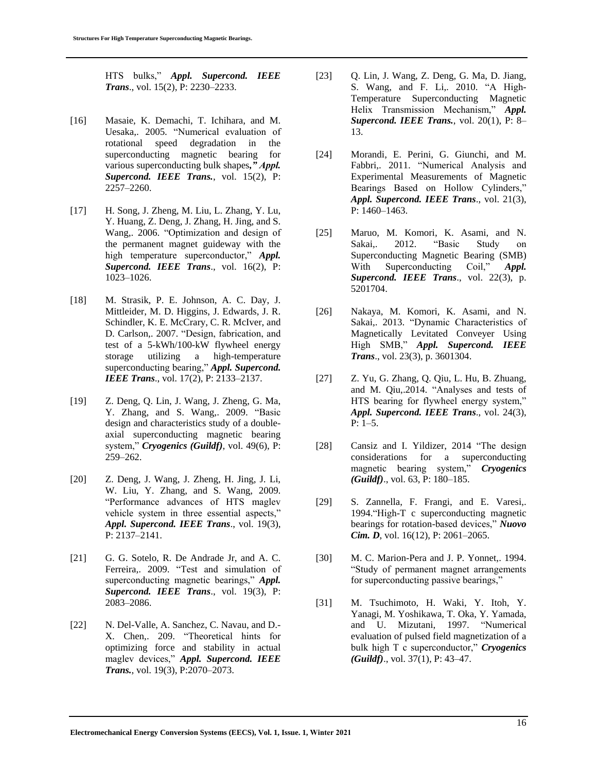HTS bulks," ***Appl. Supercond. IEEE Trans***., vol. 15(2), P: 2230–2233.

[16] Masaie, K. Demachi, T. Ichihara, and M. Uesaka,. 2005. "Numerical evaluation of rotational speed degradation in the superconducting magnetic bearing for various superconducting bulk shapes***," Appl. Supercond. IEEE Trans.***, vol. 15(2), P: 2257–2260.

[17] H. Song, J. Zheng, M. Liu, L. Zhang, Y. Lu, Y. Huang, Z. Deng, J. Zhang, H. Jing, and S. Wang,. 2006. "Optimization and design of the permanent magnet guideway with the high temperature superconductor," ***Appl. Supercond. IEEE Trans***., vol. 16(2), P: 1023–1026.

[18] M. Strasik, P. E. Johnson, A. C. Day, J. Mittleider, M. D. Higgins, J. Edwards, J. R. Schindler, K. E. McCrary, C. R. McIver, and D. Carlson,. 2007. "Design, fabrication, and test of a 5-kWh/100-kW flywheel energy storage utilizing a high-temperature superconducting bearing," ***Appl. Supercond. IEEE Trans***., vol. 17(2), P: 2133–2137.

[19] Z. Deng, Q. Lin, J. Wang, J. Zheng, G. Ma, Y. Zhang, and S. Wang,. 2009. "Basic design and characteristics study of a double-axial superconducting magnetic bearing system," ***Cryogenics (Guildf)***, vol. 49(6), P: 259–262.

[20] Z. Deng, J. Wang, J. Zheng, H. Jing, J. Li, W. Liu, Y. Zhang, and S. Wang, 2009. "Performance advances of HTS maglev vehicle system in three essential aspects," ***Appl. Supercond. IEEE Trans***., vol. 19(3), P: 2137–2141.

[21] G. G. Sotelo, R. De Andrade Jr, and A. C. Ferreira,. 2009. "Test and simulation of superconducting magnetic bearings," ***Appl. Supercond. IEEE Trans***., vol. 19(3), P: 2083–2086.

[22] N. Del-Valle, A. Sanchez, C. Navau, and D.-X. Chen,. 209. "Theoretical hints for optimizing force and stability in actual maglev devices," ***Appl. Supercond. IEEE Trans.***, vol. 19(3), P:2070–2073.

[23] Q. Lin, J. Wang, Z. Deng, G. Ma, D. Jiang, S. Wang, and F. Li,. 2010. "A High-Temperature Superconducting Magnetic Helix Transmission Mechanism," ***Appl. Supercond. IEEE Trans.***, vol. 20(1), P: 8–13.

[24] Morandi, E. Perini, G. Giunchi, and M. Fabbri,. 2011. "Numerical Analysis and Experimental Measurements of Magnetic Bearings Based on Hollow Cylinders," ***Appl. Supercond. IEEE Trans***., vol. 21(3), P: 1460–1463.

[25] Maruo, M. Komori, K. Asami, and N. Sakai,. 2012. "Basic Study on Superconducting Magnetic Bearing (SMB) With Superconducting Coil," ***Appl. Supercond. IEEE Trans***., vol. 22(3), p. 5201704.

[26] Nakaya, M. Komori, K. Asami, and N. Sakai,. 2013. "Dynamic Characteristics of Magnetically Levitated Conveyer Using High SMB," ***Appl. Supercond. IEEE Trans***., vol. 23(3), p. 3601304.

[27] Z. Yu, G. Zhang, Q. Qiu, L. Hu, B. Zhuang, and M. Qiu,.2014. "Analyses and tests of HTS bearing for flywheel energy system," ***Appl. Supercond. IEEE Trans***., vol. 24(3), P: 1–5.

[28] Cansiz and I. Yildizer, 2014 "The design considerations for a superconducting magnetic bearing system," ***Cryogenics (Guildf)***., vol. 63, P: 180–185.

[29] S. Zannella, F. Frangi, and E. Varesi,. 1994."High-T c superconducting magnetic bearings for rotation-based devices," ***Nuovo Cim. D***, vol. 16(12), P: 2061–2065.

[30] M. C. Marion-Pera and J. P. Yonnet,. 1994. "Study of permanent magnet arrangements for superconducting passive bearings,"

[31] M. Tsuchimoto, H. Waki, Y. Itoh, Y. Yanagi, M. Yoshikawa, T. Oka, Y. Yamada, and U. Mizutani, 1997. "Numerical evaluation of pulsed field magnetization of a bulk high T c superconductor," ***Cryogenics (Guildf)***., vol. 37(1), P: 43–47.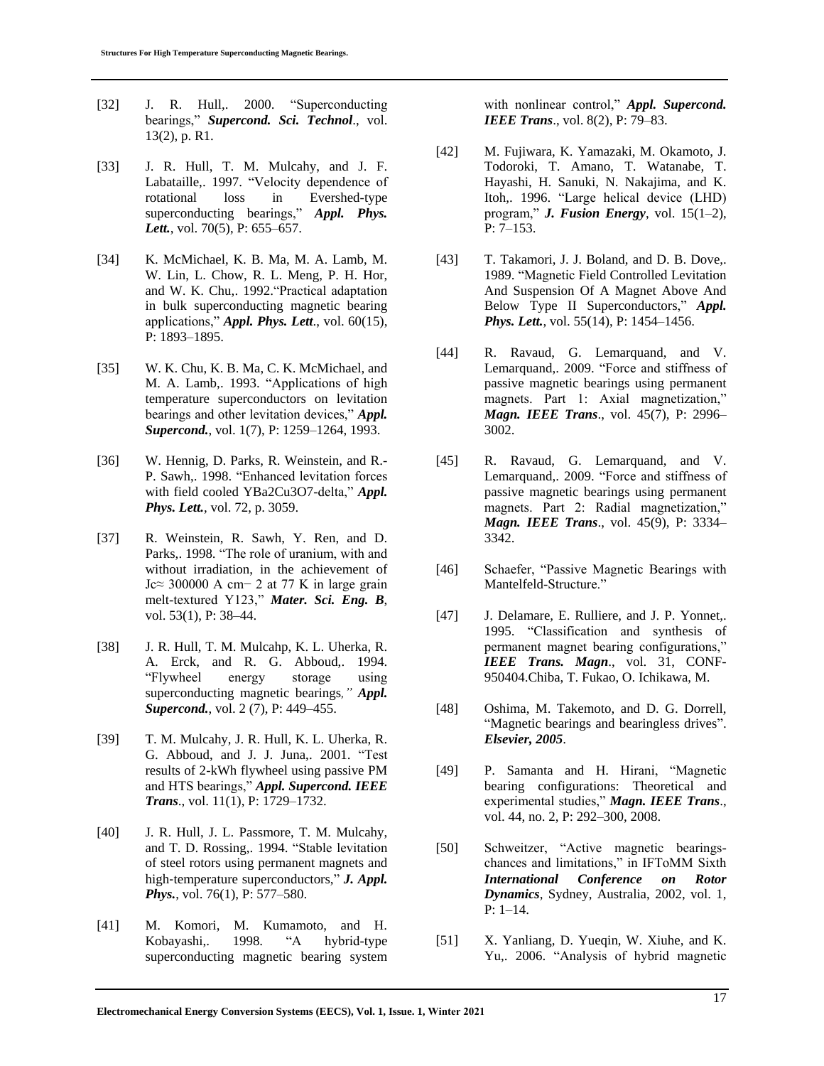[32] J. R. Hull,. 2000. "Superconducting bearings," ***Supercond. Sci. Technol***., vol. 13(2), p. R1.

[33] J. R. Hull, T. M. Mulcahy, and J. F. Labataille,. 1997. "Velocity dependence of rotational loss in Evershed-type superconducting bearings," ***Appl. Phys. Lett.***, vol. 70(5), P: 655–657.

[34] K. McMichael, K. B. Ma, M. A. Lamb, M. W. Lin, L. Chow, R. L. Meng, P. H. Hor, and W. K. Chu,. 1992."Practical adaptation in bulk superconducting magnetic bearing applications," ***Appl. Phys. Lett***., vol. 60(15), P: 1893–1895.

[35] W. K. Chu, K. B. Ma, C. K. McMichael, and M. A. Lamb,. 1993. "Applications of high temperature superconductors on levitation bearings and other levitation devices," ***Appl. Supercond.***, vol. 1(7), P: 1259–1264, 1993.

[36] W. Hennig, D. Parks, R. Weinstein, and R.-P. Sawh,. 1998. "Enhanced levitation forces with field cooled YBa2Cu3O7-delta," ***Appl. Phys. Lett.***, vol. 72, p. 3059.

[37] R. Weinstein, R. Sawh, Y. Ren, and D. Parks,. 1998. "The role of uranium, with and without irradiation, in the achievement of Jc≈ 300000 A cm− 2 at 77 K in large grain melt-textured Y123," ***Mater. Sci. Eng. B***, vol. 53(1), P: 38–44.

[38] J. R. Hull, T. M. Mulcahp, K. L. Uherka, R. A. Erck, and R. G. Abboud,. 1994. "Flywheel energy storage using superconducting magnetic bearings*,"* ***Appl. Supercond.***, vol. 2 (7), P: 449–455.

[39] T. M. Mulcahy, J. R. Hull, K. L. Uherka, R. G. Abboud, and J. J. Juna,. 2001. "Test results of 2-kWh flywheel using passive PM and HTS bearings," ***Appl. Supercond. IEEE Trans***., vol. 11(1), P: 1729–1732.

[40] J. R. Hull, J. L. Passmore, T. M. Mulcahy, and T. D. Rossing,. 1994. "Stable levitation of steel rotors using permanent magnets and high-temperature superconductors," ***J. Appl. Phys.***, vol. 76(1), P: 577–580.

[41] M. Komori, M. Kumamoto, and H. Kobayashi,. 1998. "A hybrid-type superconducting magnetic bearing system with nonlinear control," ***Appl. Supercond. IEEE Trans***., vol. 8(2), P: 79–83.

[42] M. Fujiwara, K. Yamazaki, M. Okamoto, J. Todoroki, T. Amano, T. Watanabe, T. Hayashi, H. Sanuki, N. Nakajima, and K. Itoh,. 1996. "Large helical device (LHD) program," ***J. Fusion Energy***, vol. 15(1–2), P: 7–153.

[43] T. Takamori, J. J. Boland, and D. B. Dove,. 1989. "Magnetic Field Controlled Levitation And Suspension Of A Magnet Above And Below Type II Superconductors," ***Appl. Phys. Lett.***, vol. 55(14), P: 1454–1456.

[44] R. Ravaud, G. Lemarquand, and V. Lemarquand,. 2009. "Force and stiffness of passive magnetic bearings using permanent magnets. Part 1: Axial magnetization," ***Magn. IEEE Trans***., vol. 45(7), P: 2996–3002.

[45] R. Ravaud, G. Lemarquand, and V. Lemarquand,. 2009. "Force and stiffness of passive magnetic bearings using permanent magnets. Part 2: Radial magnetization," ***Magn. IEEE Trans***., vol. 45(9), P: 3334–3342.

[46] Schaefer, "Passive Magnetic Bearings with Mantelfeld-Structure."

[47] J. Delamare, E. Rulliere, and J. P. Yonnet,. 1995. "Classification and synthesis of permanent magnet bearing configurations," ***IEEE Trans. Magn***., vol. 31, CONF-950404.Chiba, T. Fukao, O. Ichikawa, M.

[48] Oshima, M. Takemoto, and D. G. Dorrell, "Magnetic bearings and bearingless drives". ***Elsevier, 2005***.

[49] P. Samanta and H. Hirani, "Magnetic bearing configurations: Theoretical and experimental studies," ***Magn. IEEE Trans***., vol. 44, no. 2, P: 292–300, 2008.

[50] Schweitzer, "Active magnetic bearings-chances and limitations," in IFToMM Sixth ***International Conference on Rotor Dynamics***, Sydney, Australia, 2002, vol. 1, P: 1–14.

[51] X. Yanliang, D. Yueqin, W. Xiuhe, and K. Yu,. 2006. "Analysis of hybrid magnetic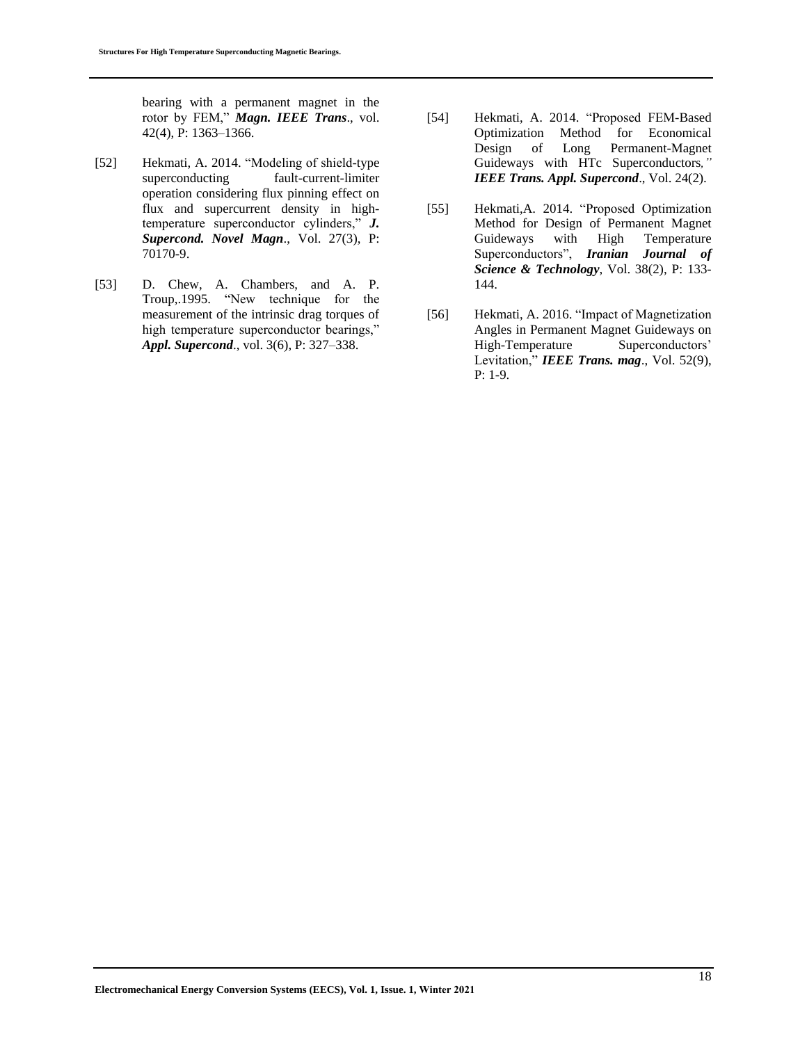bearing with a permanent magnet in the rotor by FEM," ***Magn. IEEE Trans***., vol. 42(4), P: 1363–1366.

[52] Hekmati, A. 2014. "Modeling of shield-type superconducting fault-current-limiter operation considering flux pinning effect on flux and supercurrent density in high-temperature superconductor cylinders," ***J. Supercond. Novel Magn***., Vol. 27(3), P: 70170-9.

[53] D. Chew, A. Chambers, and A. P. Troup,.1995. "New technique for the measurement of the intrinsic drag torques of high temperature superconductor bearings," ***Appl. Supercond***., vol. 3(6), P: 327–338.

[54] Hekmati, A. 2014. "Proposed FEM-Based Optimization Method for Economical Design of Long Permanent-Magnet Guideways with HTc Superconductors," ***IEEE Trans. Appl. Supercond***., Vol. 24(2).

[55] Hekmati,A. 2014. "Proposed Optimization Method for Design of Permanent Magnet Guideways with High Temperature Superconductors", ***Iranian Journal of Science & Technology***, Vol. 38(2), P: 133-144.

[56] Hekmati, A. 2016. "Impact of Magnetization Angles in Permanent Magnet Guideways on High-Temperature Superconductors' Levitation," ***IEEE Trans. mag***., Vol. 52(9), P: 1-9.